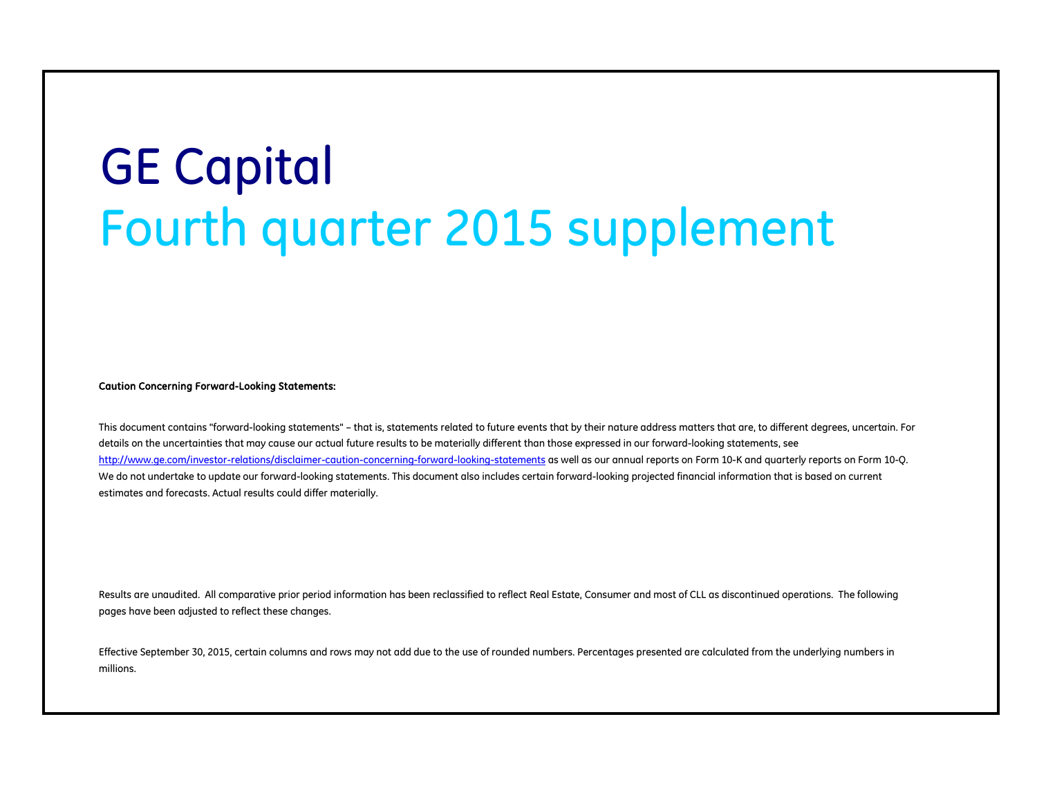# GE Capital

## Fourth quarter 2015 supplement

**Caution Concerning Forward-Looking Statements:**

This document contains "forward-looking statements" – that is, statements related to future events that by their nature address matters that are, to different degrees, uncertain. For details on the uncertainties that may cause our actual future results to be materially different than those expressed in our forward-looking statements, see http://www.ge.com/investor-relations/disclaimer-caution-concerning-forward-looking-statements as well as our annual reports on Form 10-K and quarterly reports on Form 10-Q. We do not undertake to update our forward-looking statements. This document also includes certain forward-looking projected financial information that is based on current estimates and forecasts. Actual results could differ materially.

Results are unaudited. All comparative prior period information has been reclassified to reflect Real Estate, Consumer and most of CLL as discontinued operations. The following pages have been adjusted to reflect these changes.

Effective September 30, 2015, certain columns and rows may not add due to the use of rounded numbers. Percentages presented are calculated from the underlying numbers in millions.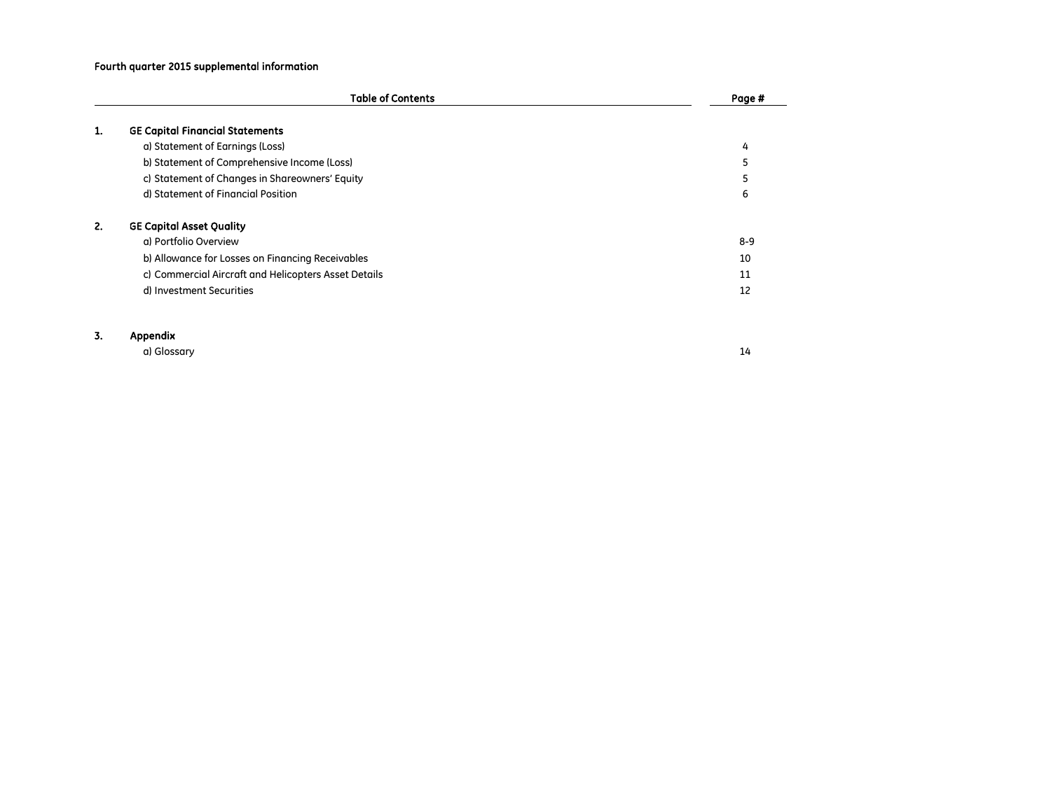**Fourth quarter 2015 supplemental information**

| | Table of Contents | Page # |
|---|---|---|
| **1.** | **GE Capital Financial Statements** | |
| | a) Statement of Earnings (Loss) | 4 |
| | b) Statement of Comprehensive Income (Loss) | 5 |
| | c) Statement of Changes in Shareowners' Equity | 5 |
| | d) Statement of Financial Position | 6 |
| **2.** | **GE Capital Asset Quality** | |
| | a) Portfolio Overview | 8-9 |
| | b) Allowance for Losses on Financing Receivables | 10 |
| | c) Commercial Aircraft and Helicopters Asset Details | 11 |
| | d) Investment Securities | 12 |
| **3.** | **Appendix** | |
| | a) Glossary | 14 |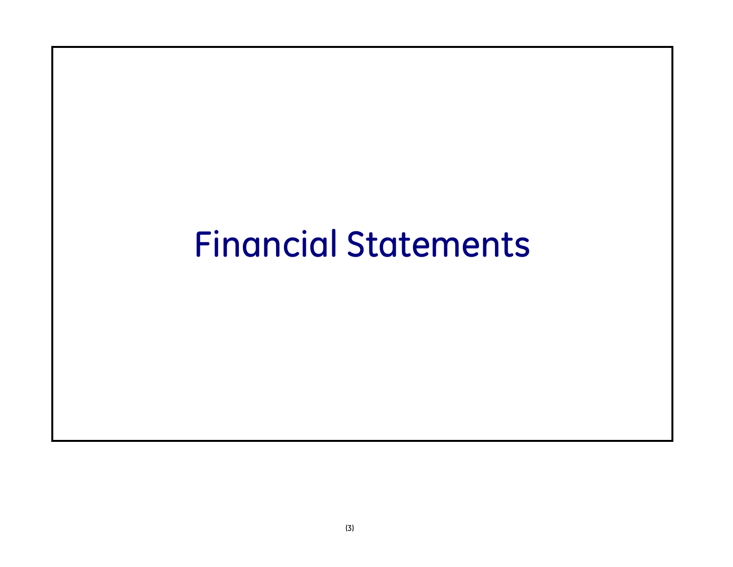# Financial Statements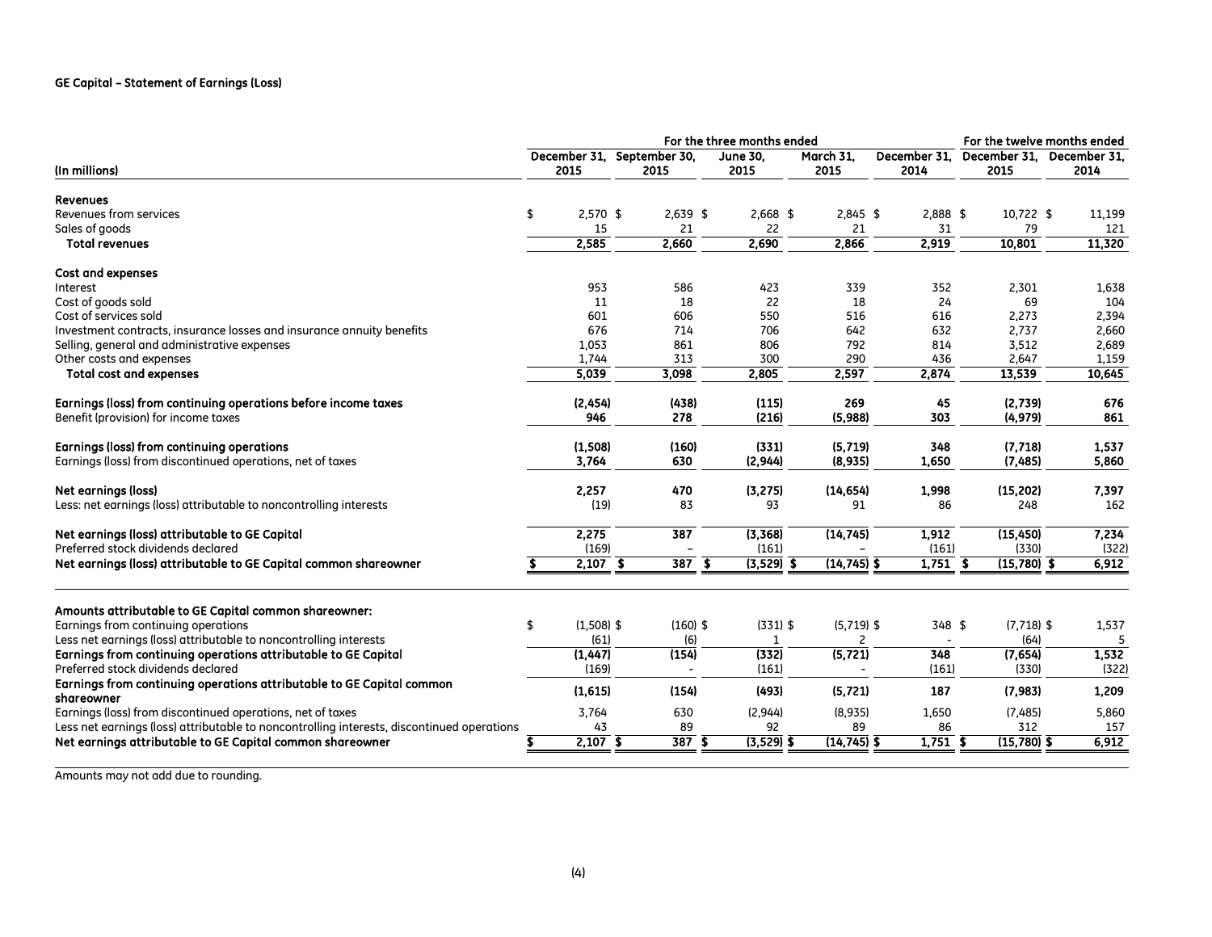**GE Capital – Statement of Earnings (Loss)**

| (In millions) | For the three months ended | | | | | For the twelve months ended | |
|---|---|---|---|---|---|---|---|
| | December 31, 2015 | September 30, 2015 | June 30, 2015 | March 31, 2015 | December 31, 2014 | December 31, 2015 | December 31, 2014 |
| **Revenues** | | | | | | | |
| Revenues from services | $ 2,570 | $ 2,639 | $ 2,668 | $ 2,845 | $ 2,888 | $ 10,722 | $ 11,199 |
| Sales of goods | 15 | 21 | 22 | 21 | 31 | 79 | 121 |
| **Total revenues** | **2,585** | **2,660** | **2,690** | **2,866** | **2,919** | **10,801** | **11,320** |
| **Cost and expenses** | | | | | | | |
| Interest | 953 | 586 | 423 | 339 | 352 | 2,301 | 1,638 |
| Cost of goods sold | 11 | 18 | 22 | 18 | 24 | 69 | 104 |
| Cost of services sold | 601 | 606 | 550 | 516 | 616 | 2,273 | 2,394 |
| Investment contracts, insurance losses and insurance annuity benefits | 676 | 714 | 706 | 642 | 632 | 2,737 | 2,660 |
| Selling, general and administrative expenses | 1,053 | 861 | 806 | 792 | 814 | 3,512 | 2,689 |
| Other costs and expenses | 1,744 | 313 | 300 | 290 | 436 | 2,647 | 1,159 |
| **Total cost and expenses** | **5,039** | **3,098** | **2,805** | **2,597** | **2,874** | **13,539** | **10,645** |
| **Earnings (loss) from continuing operations before income taxes** | **(2,454)** | **(438)** | **(115)** | **269** | **45** | **(2,739)** | **676** |
| Benefit (provision) for income taxes | **946** | **278** | **(216)** | **(5,988)** | **303** | **(4,979)** | **861** |
| **Earnings (loss) from continuing operations** | **(1,508)** | **(160)** | **(331)** | **(5,719)** | **348** | **(7,718)** | **1,537** |
| Earnings (loss) from discontinued operations, net of taxes | **3,764** | **630** | **(2,944)** | **(8,935)** | **1,650** | **(7,485)** | **5,860** |
| **Net earnings (loss)** | **2,257** | **470** | **(3,275)** | **(14,654)** | **1,998** | **(15,202)** | **7,397** |
| Less: net earnings (loss) attributable to noncontrolling interests | (19) | 83 | 93 | 91 | 86 | 248 | 162 |
| **Net earnings (loss) attributable to GE Capital** | **2,275** | **387** | **(3,368)** | **(14,745)** | **1,912** | **(15,450)** | **7,234** |
| Preferred stock dividends declared | (169) | – | (161) | – | (161) | (330) | (322) |
| **Net earnings (loss) attributable to GE Capital common shareowner** | **$ 2,107** | **$ 387** | **$ (3,529)** | **$ (14,745)** | **$ 1,751** | **$ (15,780)** | **$ 6,912** |
| | | | | | | | |
| **Amounts attributable to GE Capital common shareowner:** | | | | | | | |
| Earnings from continuing operations | $ (1,508) | $ (160) | $ (331) | $ (5,719) | $ 348 | $ (7,718) | $ 1,537 |
| Less net earnings (loss) attributable to noncontrolling interests | (61) | (6) | 1 | 2 | - | (64) | 5 |
| **Earnings from continuing operations attributable to GE Capital** | **(1,447)** | **(154)** | **(332)** | **(5,721)** | **348** | **(7,654)** | **1,532** |
| Preferred stock dividends declared | (169) | - | (161) | - | (161) | (330) | (322) |
| **Earnings from continuing operations attributable to GE Capital common shareowner** | **(1,615)** | **(154)** | **(493)** | **(5,721)** | **187** | **(7,983)** | **1,209** |
| Earnings (loss) from discontinued operations, net of taxes | 3,764 | 630 | (2,944) | (8,935) | 1,650 | (7,485) | 5,860 |
| Less net earnings (loss) attributable to noncontrolling interests, discontinued operations | 43 | 89 | 92 | 89 | 86 | 312 | 157 |
| **Net earnings attributable to GE Capital common shareowner** | **$ 2,107** | **$ 387** | **$ (3,529)** | **$ (14,745)** | **$ 1,751** | **$ (15,780)** | **$ 6,912** |

Amounts may not add due to rounding.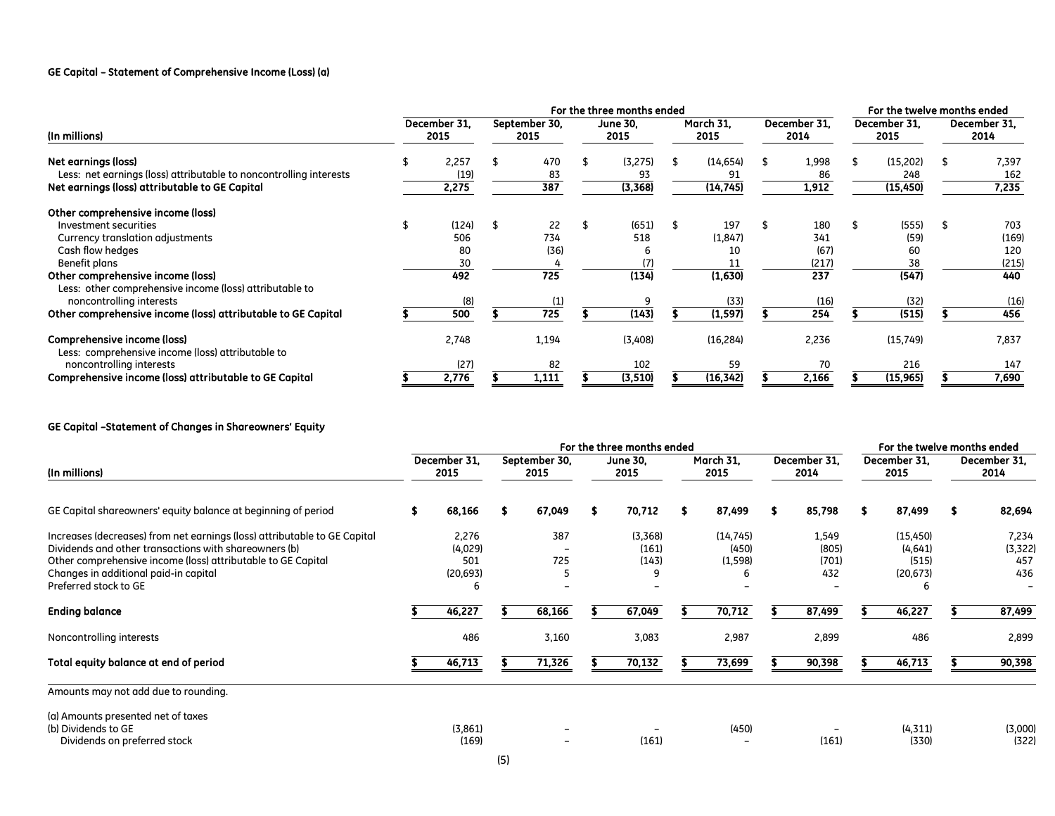### GE Capital – Statement of Comprehensive Income (Loss) (a)

| (In millions) | For the three months ended | | | | | For the twelve months ended | |
|---|---|---|---|---|---|---|---|
| | December 31, 2015 | September 30, 2015 | June 30, 2015 | March 31, 2015 | December 31, 2014 | December 31, 2015 | December 31, 2014 |
| **Net earnings (loss)** | $ 2,257 | $ 470 | $ (3,275) | $ (14,654) | $ 1,998 | $ (15,202) | $ 7,397 |
| Less: net earnings (loss) attributable to noncontrolling interests | (19) | 83 | 93 | 91 | 86 | 248 | 162 |
| **Net earnings (loss) attributable to GE Capital** | 2,275 | 387 | (3,368) | (14,745) | 1,912 | (15,450) | 7,235 |
| **Other comprehensive income (loss)** | | | | | | | |
| Investment securities | $ (124) | $ 22 | $ (651) | $ 197 | $ 180 | $ (555) | $ 703 |
| Currency translation adjustments | 506 | 734 | 518 | (1,847) | 341 | (59) | (169) |
| Cash flow hedges | 80 | (36) | 6 | 10 | (67) | 60 | 120 |
| Benefit plans | 30 | 4 | (7) | 11 | (217) | 38 | (215) |
| **Other comprehensive income (loss)** | 492 | 725 | (134) | (1,630) | 237 | (547) | 440 |
| Less: other comprehensive income (loss) attributable to noncontrolling interests | (8) | (1) | 9 | (33) | (16) | (32) | (16) |
| **Other comprehensive income (loss) attributable to GE Capital** | $ 500 | $ 725 | $ (143) | $ (1,597) | $ 254 | $ (515) | $ 456 |
| **Comprehensive income (loss)** | 2,748 | 1,194 | (3,408) | (16,284) | 2,236 | (15,749) | 7,837 |
| Less: comprehensive income (loss) attributable to noncontrolling interests | (27) | 82 | 102 | 59 | 70 | 216 | 147 |
| **Comprehensive income (loss) attributable to GE Capital** | $ 2,776 | $ 1,111 | $ (3,510) | $ (16,342) | $ 2,166 | $ (15,965) | $ 7,690 |

### GE Capital –Statement of Changes in Shareowners' Equity

| (In millions) | For the three months ended | | | | | For the twelve months ended | |
|---|---|---|---|---|---|---|---|
| | December 31, 2015 | September 30, 2015 | June 30, 2015 | March 31, 2015 | December 31, 2014 | December 31, 2015 | December 31, 2014 |
| GE Capital shareowners' equity balance at beginning of period | $ 68,166 | $ 67,049 | $ 70,712 | $ 87,499 | $ 85,798 | $ 87,499 | $ 82,694 |
| Increases (decreases) from net earnings (loss) attributable to GE Capital | 2,276 | 387 | (3,368) | (14,745) | 1,549 | (15,450) | 7,234 |
| Dividends and other transactions with shareowners (b) | (4,029) | – | (161) | (450) | (805) | (4,641) | (3,322) |
| Other comprehensive income (loss) attributable to GE Capital | 501 | 725 | (143) | (1,598) | (701) | (515) | 457 |
| Changes in additional paid-in capital | (20,693) | 5 | 9 | 6 | 432 | (20,673) | 436 |
| Preferred stock to GE | 6 | – | – | – | – | 6 | – |
| **Ending balance** | $ 46,227 | $ 68,166 | $ 67,049 | $ 70,712 | $ 87,499 | $ 46,227 | $ 87,499 |
| Noncontrolling interests | 486 | 3,160 | 3,083 | 2,987 | 2,899 | 486 | 2,899 |
| **Total equity balance at end of period** | $ 46,713 | $ 71,326 | $ 70,132 | $ 73,699 | $ 90,398 | $ 46,713 | $ 90,398 |

Amounts may not add due to rounding.

(a) Amounts presented net of taxes

| | | | | | | | |
|---|---|---|---|---|---|---|---|
| (b) Dividends to GE | (3,861) | – | – | (450) | – | (4,311) | (3,000) |
| Dividends on preferred stock | (169) | – | (161) | – | (161) | (330) | (322) |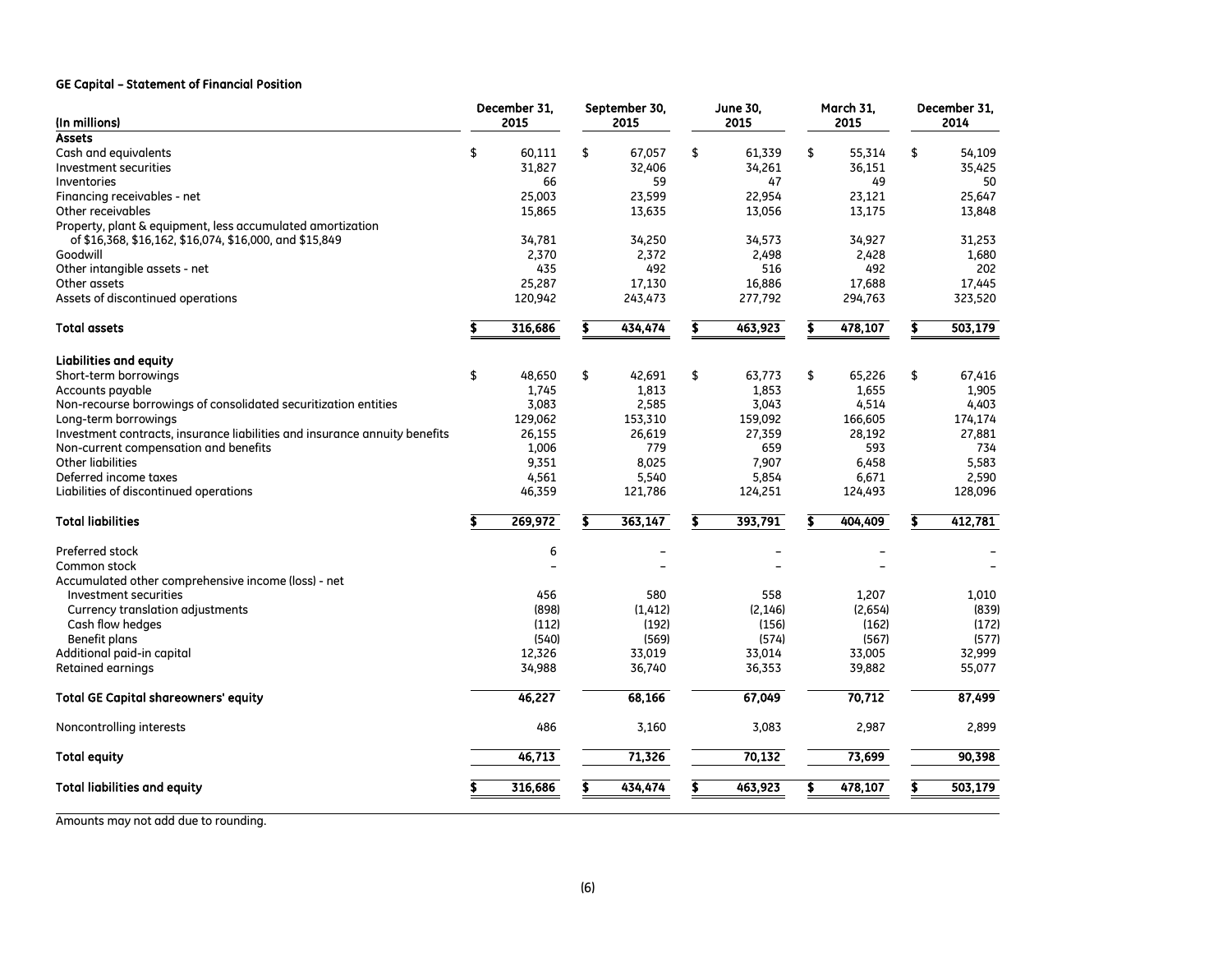**GE Capital – Statement of Financial Position**

| (In millions) | December 31, 2015 | September 30, 2015 | June 30, 2015 | March 31, 2015 | December 31, 2014 |
|---|---|---|---|---|---|
| **Assets** | | | | | |
| Cash and equivalents | $ 60,111 | $ 67,057 | $ 61,339 | $ 55,314 | $ 54,109 |
| Investment securities | 31,827 | 32,406 | 34,261 | 36,151 | 35,425 |
| Inventories | 66 | 59 | 47 | 49 | 50 |
| Financing receivables - net | 25,003 | 23,599 | 22,954 | 23,121 | 25,647 |
| Other receivables | 15,865 | 13,635 | 13,056 | 13,175 | 13,848 |
| Property, plant & equipment, less accumulated amortization of $16,368, $16,162, $16,074, $16,000, and $15,849 | 34,781 | 34,250 | 34,573 | 34,927 | 31,253 |
| Goodwill | 2,370 | 2,372 | 2,498 | 2,428 | 1,680 |
| Other intangible assets - net | 435 | 492 | 516 | 492 | 202 |
| Other assets | 25,287 | 17,130 | 16,886 | 17,688 | 17,445 |
| Assets of discontinued operations | 120,942 | 243,473 | 277,792 | 294,763 | 323,520 |
| **Total assets** | **$ 316,686** | **$ 434,474** | **$ 463,923** | **$ 478,107** | **$ 503,179** |
| **Liabilities and equity** | | | | | |
| Short-term borrowings | $ 48,650 | $ 42,691 | $ 63,773 | $ 65,226 | $ 67,416 |
| Accounts payable | 1,745 | 1,813 | 1,853 | 1,655 | 1,905 |
| Non-recourse borrowings of consolidated securitization entities | 3,083 | 2,585 | 3,043 | 4,514 | 4,403 |
| Long-term borrowings | 129,062 | 153,310 | 159,092 | 166,605 | 174,174 |
| Investment contracts, insurance liabilities and insurance annuity benefits | 26,155 | 26,619 | 27,359 | 28,192 | 27,881 |
| Non-current compensation and benefits | 1,006 | 779 | 659 | 593 | 734 |
| Other liabilities | 9,351 | 8,025 | 7,907 | 6,458 | 5,583 |
| Deferred income taxes | 4,561 | 5,540 | 5,854 | 6,671 | 2,590 |
| Liabilities of discontinued operations | 46,359 | 121,786 | 124,251 | 124,493 | 128,096 |
| **Total liabilities** | **$ 269,972** | **$ 363,147** | **$ 393,791** | **$ 404,409** | **$ 412,781** |
| Preferred stock | 6 | – | – | – | – |
| Common stock | – | – | – | – | – |
| Accumulated other comprehensive income (loss) - net | | | | | |
| Investment securities | 456 | 580 | 558 | 1,207 | 1,010 |
| Currency translation adjustments | (898) | (1,412) | (2,146) | (2,654) | (839) |
| Cash flow hedges | (112) | (192) | (156) | (162) | (172) |
| Benefit plans | (540) | (569) | (574) | (567) | (577) |
| Additional paid-in capital | 12,326 | 33,019 | 33,014 | 33,005 | 32,999 |
| Retained earnings | 34,988 | 36,740 | 36,353 | 39,882 | 55,077 |
| **Total GE Capital shareowners' equity** | **46,227** | **68,166** | **67,049** | **70,712** | **87,499** |
| Noncontrolling interests | 486 | 3,160 | 3,083 | 2,987 | 2,899 |
| **Total equity** | **46,713** | **71,326** | **70,132** | **73,699** | **90,398** |
| **Total liabilities and equity** | **$ 316,686** | **$ 434,474** | **$ 463,923** | **$ 478,107** | **$ 503,179** |

Amounts may not add due to rounding.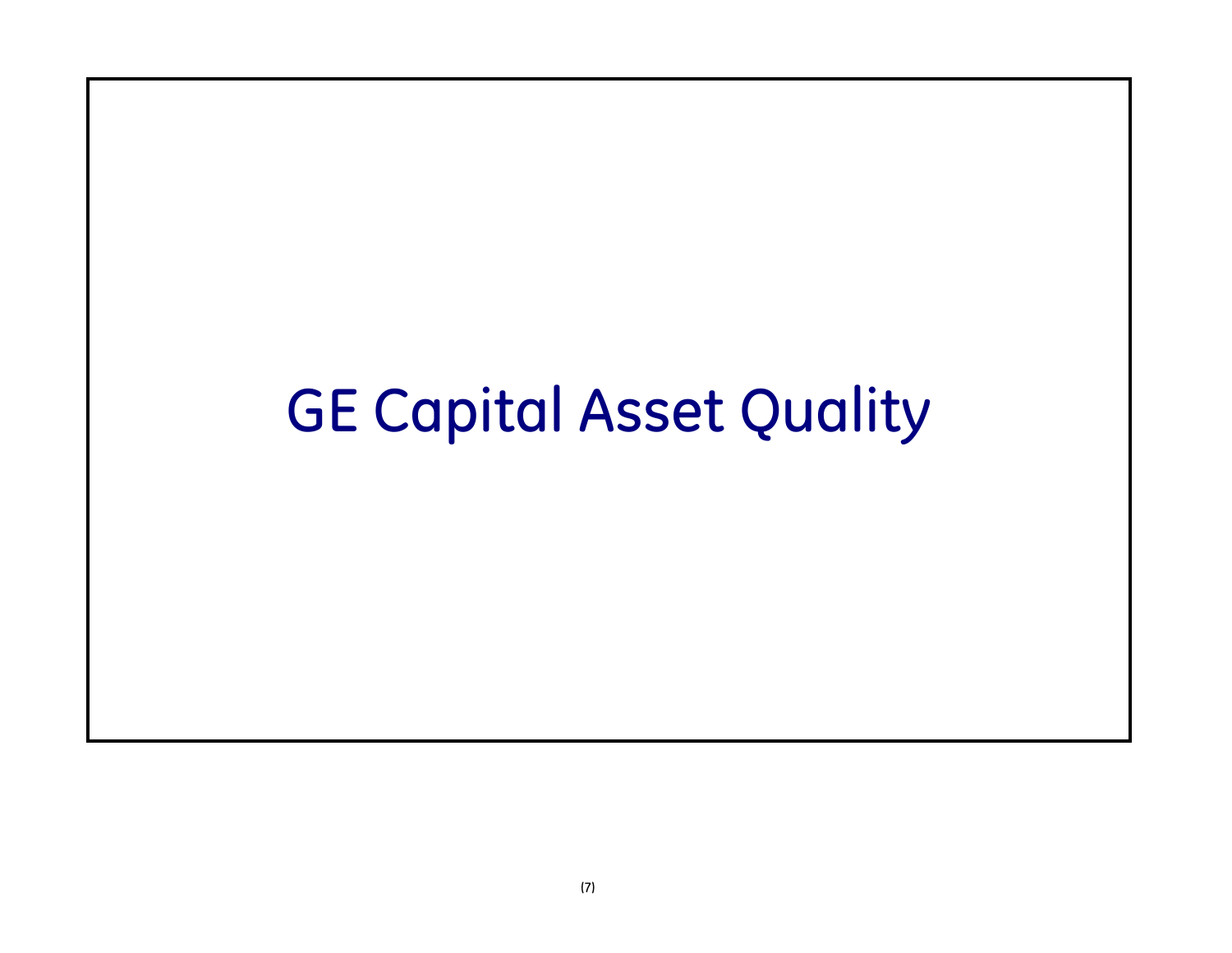# GE Capital Asset Quality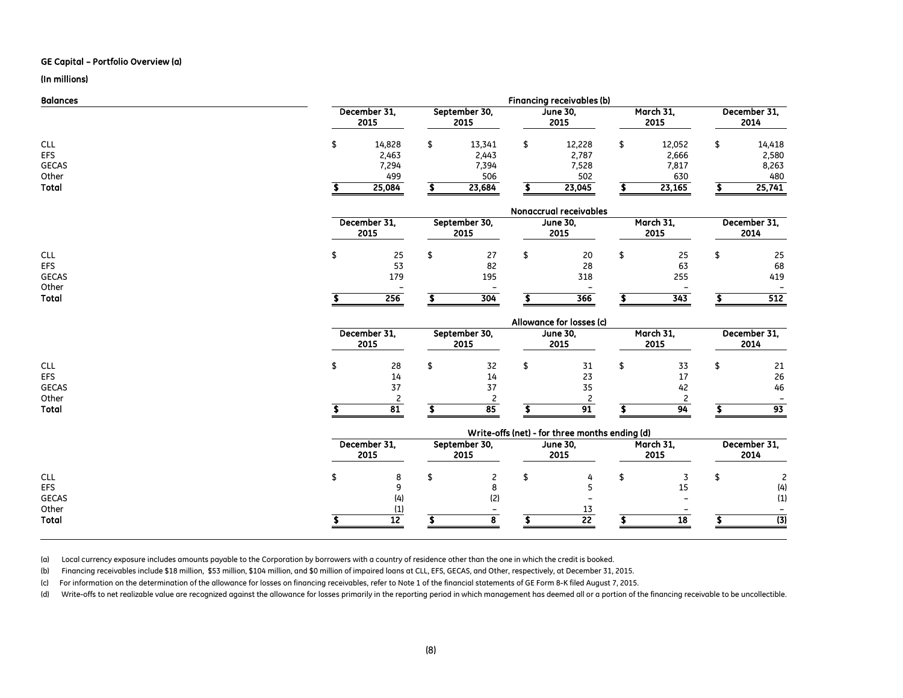**GE Capital – Portfolio Overview (a)**

**(In millions)**

| Balances | December 31, 2015 | September 30, 2015 | June 30, 2015 | March 31, 2015 | December 31, 2014 |
|---|---|---|---|---|---|
| | **Financing receivables (b)** | | | | |
| CLL | $ 14,828 | $ 13,341 | $ 12,228 | $ 12,052 | $ 14,418 |
| EFS | 2,463 | 2,443 | 2,787 | 2,666 | 2,580 |
| GECAS | 7,294 | 7,394 | 7,528 | 7,817 | 8,263 |
| Other | 499 | 506 | 502 | 630 | 480 |
| **Total** | **$ 25,084** | **$ 23,684** | **$ 23,045** | **$ 23,165** | **$ 25,741** |
| | **Nonaccrual receivables** | | | | |
| CLL | $ 25 | $ 27 | $ 20 | $ 25 | $ 25 |
| EFS | 53 | 82 | 28 | 63 | 68 |
| GECAS | 179 | 195 | 318 | 255 | 419 |
| Other | – | – | – | – | – |
| **Total** | **$ 256** | **$ 304** | **$ 366** | **$ 343** | **$ 512** |
| | **Allowance for losses (c)** | | | | |
| CLL | $ 28 | $ 32 | $ 31 | $ 33 | $ 21 |
| EFS | 14 | 14 | 23 | 17 | 26 |
| GECAS | 37 | 37 | 35 | 42 | 46 |
| Other | 2 | 2 | 2 | 2 | – |
| **Total** | **$ 81** | **$ 85** | **$ 91** | **$ 94** | **$ 93** |
| | **Write-offs (net) - for three months ending (d)** | | | | |
| CLL | $ 8 | $ 2 | $ 4 | $ 3 | $ 2 |
| EFS | 9 | 8 | 5 | 15 | (4) |
| GECAS | (4) | (2) | – | – | (1) |
| Other | (1) | – | 13 | – | – |
| **Total** | **$ 12** | **$ 8** | **$ 22** | **$ 18** | **$ (3)** |

(a) Local currency exposure includes amounts payable to the Corporation by borrowers with a country of residence other than the one in which the credit is booked.

(b) Financing receivables include $18 million, $53 million, $104 million, and $0 million of impaired loans at CLL, EFS, GECAS, and Other, respectively, at December 31, 2015.

(c) For information on the determination of the allowance for losses on financing receivables, refer to Note 1 of the financial statements of GE Form 8-K filed August 7, 2015.

(d) Write-offs to net realizable value are recognized against the allowance for losses primarily in the reporting period in which management has deemed all or a portion of the financing receivable to be uncollectible.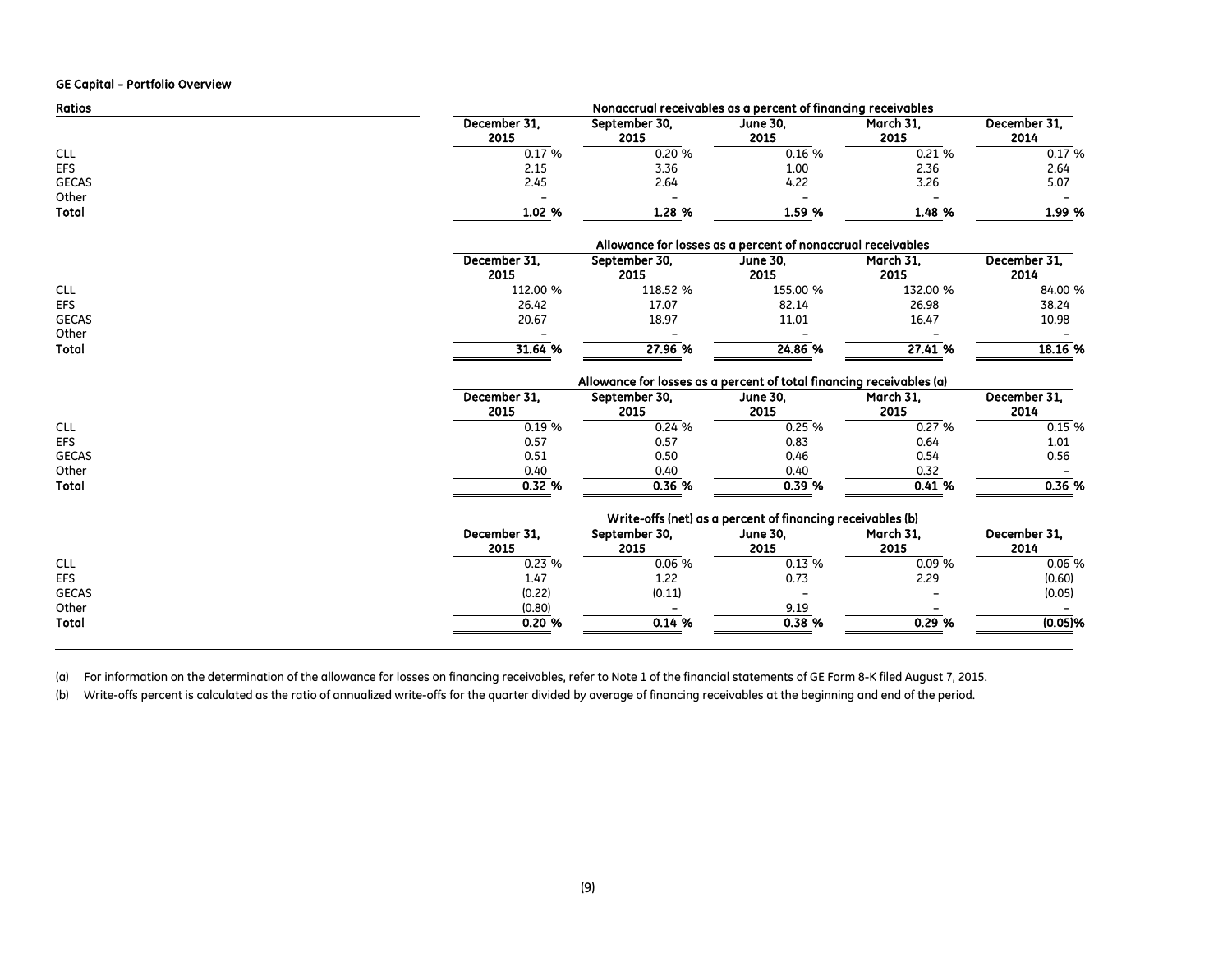**GE Capital – Portfolio Overview**

| Ratios | Nonaccrual receivables as a percent of financing receivables | | | | |
|---|---|---|---|---|---|
| | December 31, 2015 | September 30, 2015 | June 30, 2015 | March 31, 2015 | December 31, 2014 |
| CLL | 0.17 % | 0.20 % | 0.16 % | 0.21 % | 0.17 % |
| EFS | 2.15 | 3.36 | 1.00 | 2.36 | 2.64 |
| GECAS | 2.45 | 2.64 | 4.22 | 3.26 | 5.07 |
| Other | – | – | – | – | – |
| **Total** | **1.02 %** | **1.28 %** | **1.59 %** | **1.48 %** | **1.99 %** |

| | Allowance for losses as a percent of nonaccrual receivables | | | | |
|---|---|---|---|---|---|
| | December 31, 2015 | September 30, 2015 | June 30, 2015 | March 31, 2015 | December 31, 2014 |
| CLL | 112.00 % | 118.52 % | 155.00 % | 132.00 % | 84.00 % |
| EFS | 26.42 | 17.07 | 82.14 | 26.98 | 38.24 |
| GECAS | 20.67 | 18.97 | 11.01 | 16.47 | 10.98 |
| Other | – | – | – | – | – |
| **Total** | **31.64 %** | **27.96 %** | **24.86 %** | **27.41 %** | **18.16 %** |

| | Allowance for losses as a percent of total financing receivables (a) | | | | |
|---|---|---|---|---|---|
| | December 31, 2015 | September 30, 2015 | June 30, 2015 | March 31, 2015 | December 31, 2014 |
| CLL | 0.19 % | 0.24 % | 0.25 % | 0.27 % | 0.15 % |
| EFS | 0.57 | 0.57 | 0.83 | 0.64 | 1.01 |
| GECAS | 0.51 | 0.50 | 0.46 | 0.54 | 0.56 |
| Other | 0.40 | 0.40 | 0.40 | 0.32 | – |
| **Total** | **0.32 %** | **0.36 %** | **0.39 %** | **0.41 %** | **0.36 %** |

| | Write-offs (net) as a percent of financing receivables (b) | | | | |
|---|---|---|---|---|---|
| | December 31, 2015 | September 30, 2015 | June 30, 2015 | March 31, 2015 | December 31, 2014 |
| CLL | 0.23 % | 0.06 % | 0.13 % | 0.09 % | 0.06 % |
| EFS | 1.47 | 1.22 | 0.73 | 2.29 | (0.60) |
| GECAS | (0.22) | (0.11) | – | – | (0.05) |
| Other | (0.80) | – | 9.19 | – | – |
| **Total** | **0.20 %** | **0.14 %** | **0.38 %** | **0.29 %** | **(0.05)%** |

(a) For information on the determination of the allowance for losses on financing receivables, refer to Note 1 of the financial statements of GE Form 8-K filed August 7, 2015.

(b) Write-offs percent is calculated as the ratio of annualized write-offs for the quarter divided by average of financing receivables at the beginning and end of the period.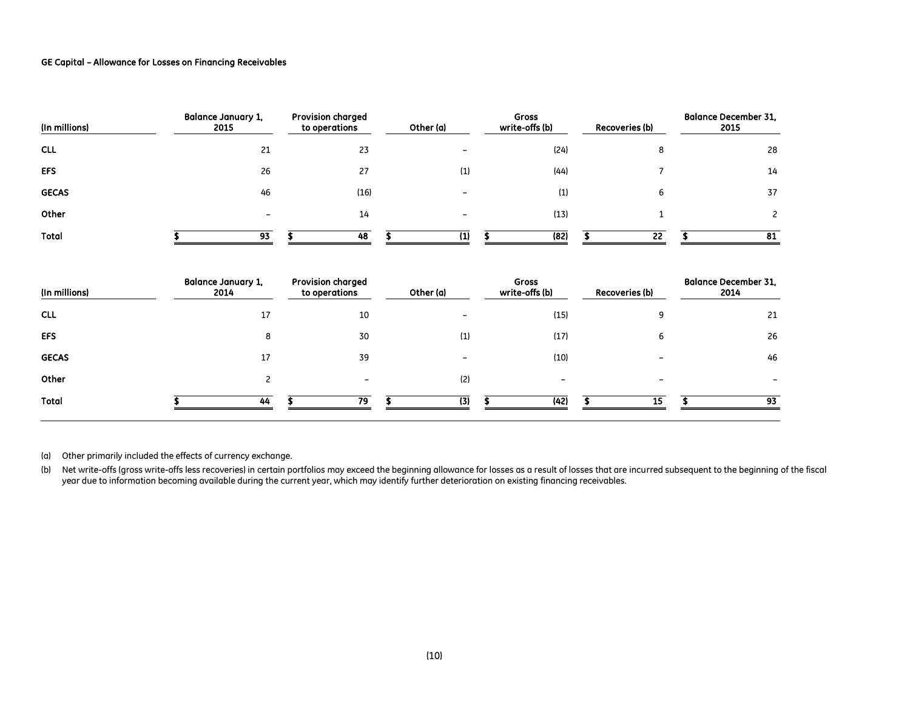**GE Capital – Allowance for Losses on Financing Receivables**

| (In millions) | Balance January 1, 2015 | Provision charged to operations | Other (a) | Gross write-offs (b) | Recoveries (b) | Balance December 31, 2015 |
|---|---|---|---|---|---|---|
| CLL | 21 | 23 | – | (24) | 8 | 28 |
| EFS | 26 | 27 | (1) | (44) | 7 | 14 |
| GECAS | 46 | (16) | – | (1) | 6 | 37 |
| Other | – | 14 | – | (13) | 1 | 2 |
| Total | $ 93 | $ 48 | $ (1) | $ (82) | $ 22 | $ 81 |

| (In millions) | Balance January 1, 2014 | Provision charged to operations | Other (a) | Gross write-offs (b) | Recoveries (b) | Balance December 31, 2014 |
|---|---|---|---|---|---|---|
| CLL | 17 | 10 | – | (15) | 9 | 21 |
| EFS | 8 | 30 | (1) | (17) | 6 | 26 |
| GECAS | 17 | 39 | – | (10) | – | 46 |
| Other | 2 | – | (2) | – | – | – |
| Total | $ 44 | $ 79 | $ (3) | $ (42) | $ 15 | $ 93 |

(a) Other primarily included the effects of currency exchange.

(b) Net write-offs (gross write-offs less recoveries) in certain portfolios may exceed the beginning allowance for losses as a result of losses that are incurred subsequent to the beginning of the fiscal year due to information becoming available during the current year, which may identify further deterioration on existing financing receivables.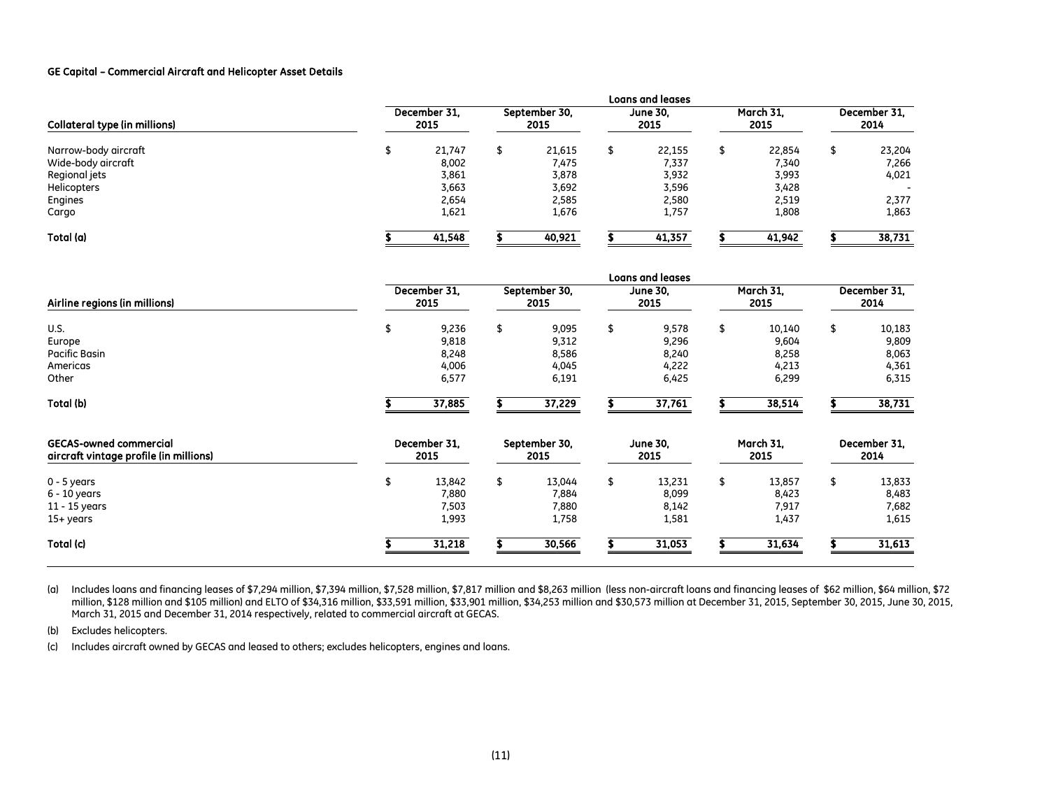### GE Capital – Commercial Aircraft and Helicopter Asset Details

| Collateral type (in millions) | Loans and leases | | | | |
|---|---|---|---|---|---|
| | December 31, 2015 | September 30, 2015 | June 30, 2015 | March 31, 2015 | December 31, 2014 |
| Narrow-body aircraft | $ 21,747 | $ 21,615 | $ 22,155 | $ 22,854 | $ 23,204 |
| Wide-body aircraft | 8,002 | 7,475 | 7,337 | 7,340 | 7,266 |
| Regional jets | 3,861 | 3,878 | 3,932 | 3,993 | 4,021 |
| Helicopters | 3,663 | 3,692 | 3,596 | 3,428 | - |
| Engines | 2,654 | 2,585 | 2,580 | 2,519 | 2,377 |
| Cargo | 1,621 | 1,676 | 1,757 | 1,808 | 1,863 |
| **Total (a)** | **$ 41,548** | **$ 40,921** | **$ 41,357** | **$ 41,942** | **$ 38,731** |

| Airline regions (in millions) | Loans and leases | | | | |
|---|---|---|---|---|---|
| | December 31, 2015 | September 30, 2015 | June 30, 2015 | March 31, 2015 | December 31, 2014 |
| U.S. | $ 9,236 | $ 9,095 | $ 9,578 | $ 10,140 | $ 10,183 |
| Europe | 9,818 | 9,312 | 9,296 | 9,604 | 9,809 |
| Pacific Basin | 8,248 | 8,586 | 8,240 | 8,258 | 8,063 |
| Americas | 4,006 | 4,045 | 4,222 | 4,213 | 4,361 |
| Other | 6,577 | 6,191 | 6,425 | 6,299 | 6,315 |
| **Total (b)** | **$ 37,885** | **$ 37,229** | **$ 37,761** | **$ 38,514** | **$ 38,731** |

| GECAS-owned commercial aircraft vintage profile (in millions) | December 31, 2015 | September 30, 2015 | June 30, 2015 | March 31, 2015 | December 31, 2014 |
|---|---|---|---|---|---|
| 0 - 5 years | $ 13,842 | $ 13,044 | $ 13,231 | $ 13,857 | $ 13,833 |
| 6 - 10 years | 7,880 | 7,884 | 8,099 | 8,423 | 8,483 |
| 11 - 15 years | 7,503 | 7,880 | 8,142 | 7,917 | 7,682 |
| 15+ years | 1,993 | 1,758 | 1,581 | 1,437 | 1,615 |
| **Total (c)** | **$ 31,218** | **$ 30,566** | **$ 31,053** | **$ 31,634** | **$ 31,613** |

(a) Includes loans and financing leases of $7,294 million, $7,394 million, $7,528 million, $7,817 million and $8,263 million (less non-aircraft loans and financing leases of $62 million, $64 million, $72 million, $128 million and $105 million) and ELTO of $34,316 million, $33,591 million, $33,901 million, $34,253 million and $30,573 million at December 31, 2015, September 30, 2015, June 30, 2015, March 31, 2015 and December 31, 2014 respectively, related to commercial aircraft at GECAS.

(b) Excludes helicopters.

(c) Includes aircraft owned by GECAS and leased to others; excludes helicopters, engines and loans.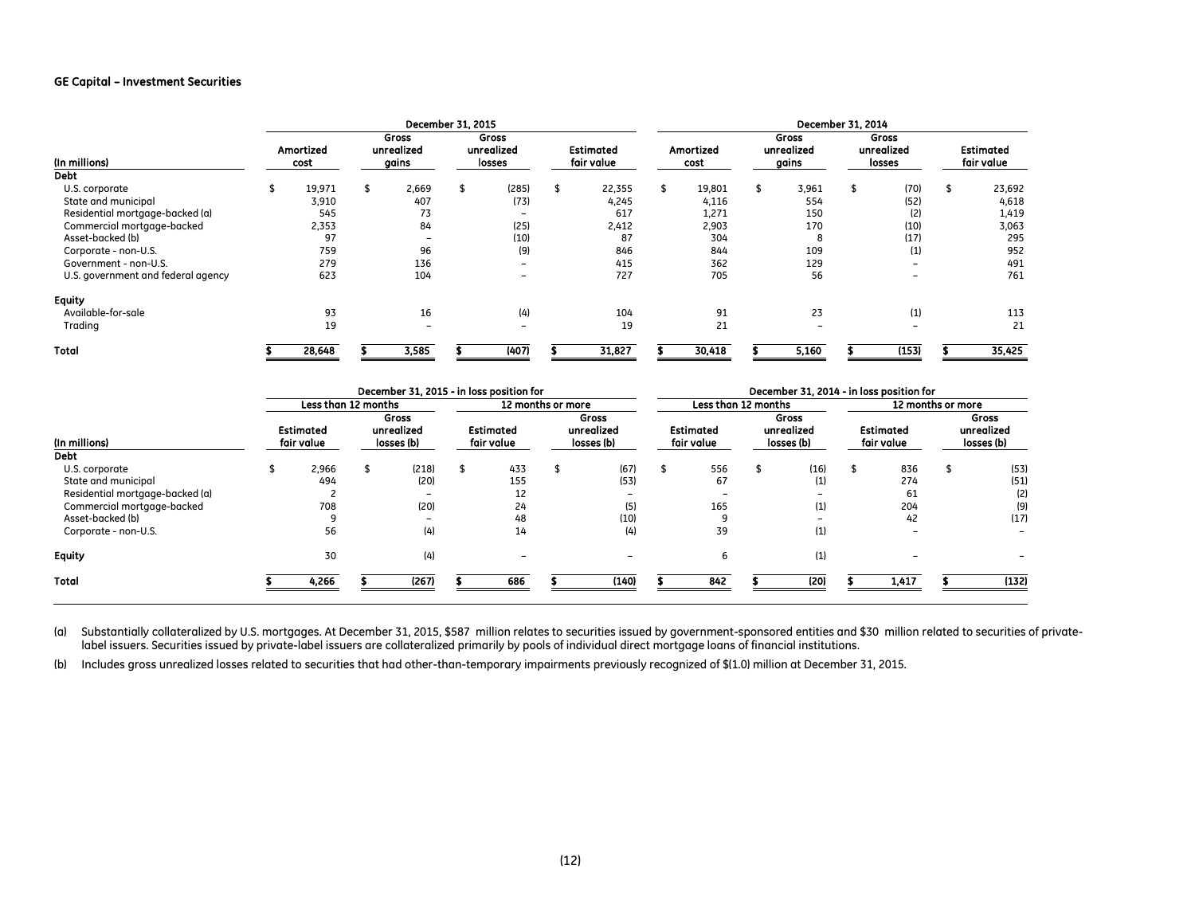**GE Capital – Investment Securities**

| | December 31, 2015 | | | | December 31, 2014 | | | |
|---|---|---|---|---|---|---|---|---|
| (In millions) | Amortized cost | Gross unrealized gains | Gross unrealized losses | Estimated fair value | Amortized cost | Gross unrealized gains | Gross unrealized losses | Estimated fair value |
| **Debt** | | | | | | | | |
| U.S. corporate | $ 19,971 | $ 2,669 | $ (285) | $ 22,355 | $ 19,801 | $ 3,961 | $ (70) | $ 23,692 |
| State and municipal | 3,910 | 407 | (73) | 4,245 | 4,116 | 554 | (52) | 4,618 |
| Residential mortgage-backed (a) | 545 | 73 | – | 617 | 1,271 | 150 | (2) | 1,419 |
| Commercial mortgage-backed | 2,353 | 84 | (25) | 2,412 | 2,903 | 170 | (10) | 3,063 |
| Asset-backed (b) | 97 | – | (10) | 87 | 304 | 8 | (17) | 295 |
| Corporate - non-U.S. | 759 | 96 | (9) | 846 | 844 | 109 | (1) | 952 |
| Government - non-U.S. | 279 | 136 | – | 415 | 362 | 129 | – | 491 |
| U.S. government and federal agency | 623 | 104 | – | 727 | 705 | 56 | – | 761 |
| **Equity** | | | | | | | | |
| Available-for-sale | 93 | 16 | (4) | 104 | 91 | 23 | (1) | 113 |
| Trading | 19 | – | – | 19 | 21 | – | – | 21 |
| **Total** | $ 28,648 | $ 3,585 | $ (407) | $ 31,827 | $ 30,418 | $ 5,160 | $ (153) | $ 35,425 |

| | December 31, 2015 - in loss position for | | | | December 31, 2014 - in loss position for | | | |
|---|---|---|---|---|---|---|---|---|
| | Less than 12 months | | 12 months or more | | Less than 12 months | | 12 months or more | |
| (In millions) | Estimated fair value | Gross unrealized losses (b) | Estimated fair value | Gross unrealized losses (b) | Estimated fair value | Gross unrealized losses (b) | Estimated fair value | Gross unrealized losses (b) |
| **Debt** | | | | | | | | |
| U.S. corporate | $ 2,966 | $ (218) | $ 433 | $ (67) | $ 556 | $ (16) | $ 836 | $ (53) |
| State and municipal | 494 | (20) | 155 | (53) | 67 | (1) | 274 | (51) |
| Residential mortgage-backed (a) | 2 | – | 12 | – | – | – | 61 | (2) |
| Commercial mortgage-backed | 708 | (20) | 24 | (5) | 165 | (1) | 204 | (9) |
| Asset-backed (b) | 9 | – | 48 | (10) | 9 | – | 42 | (17) |
| Corporate - non-U.S. | 56 | (4) | 14 | (4) | 39 | (1) | – | – |
| **Equity** | 30 | (4) | – | – | 6 | (1) | – | – |
| **Total** | $ 4,266 | $ (267) | $ 686 | $ (140) | $ 842 | $ (20) | $ 1,417 | $ (132) |

(a) Substantially collateralized by U.S. mortgages. At December 31, 2015, $587 million relates to securities issued by government-sponsored entities and $30 million related to securities of private-label issuers. Securities issued by private-label issuers are collateralized primarily by pools of individual direct mortgage loans of financial institutions.

(b) Includes gross unrealized losses related to securities that had other-than-temporary impairments previously recognized of $(1.0) million at December 31, 2015.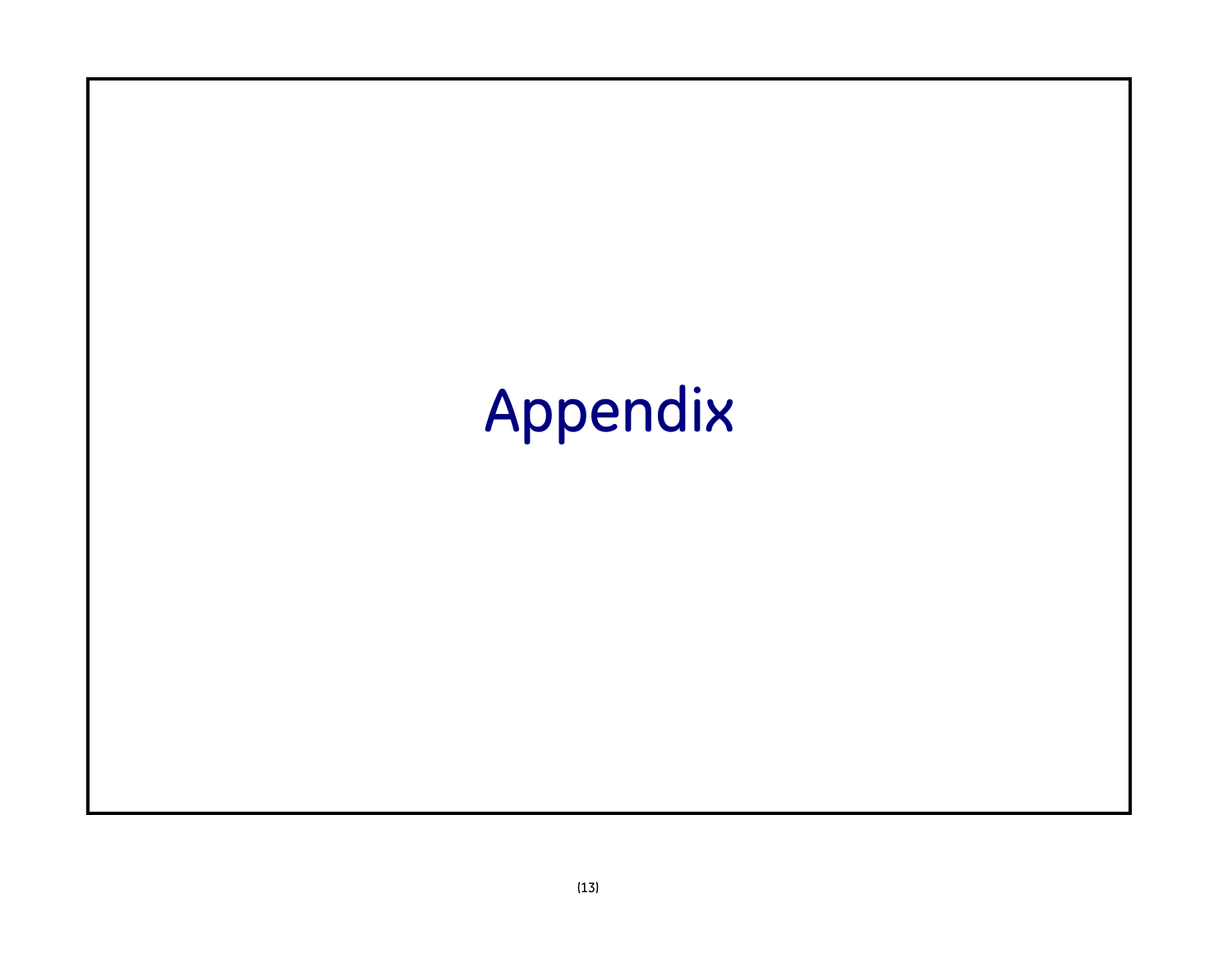# Appendix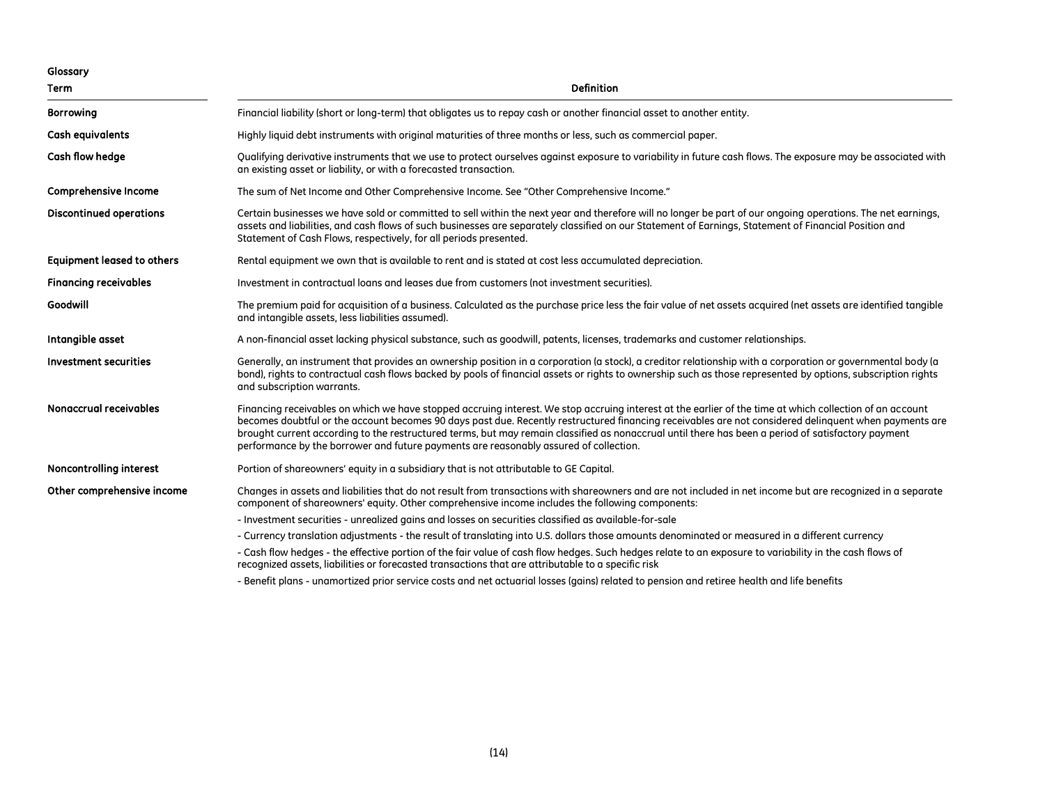## Glossary

| Term | Definition |
| --- | --- |
| **Borrowing** | Financial liability (short or long-term) that obligates us to repay cash or another financial asset to another entity. |
| **Cash equivalents** | Highly liquid debt instruments with original maturities of three months or less, such as commercial paper. |
| **Cash flow hedge** | Qualifying derivative instruments that we use to protect ourselves against exposure to variability in future cash flows. The exposure may be associated with an existing asset or liability, or with a forecasted transaction. |
| **Comprehensive Income** | The sum of Net Income and Other Comprehensive Income. See "Other Comprehensive Income." |
| **Discontinued operations** | Certain businesses we have sold or committed to sell within the next year and therefore will no longer be part of our ongoing operations. The net earnings, assets and liabilities, and cash flows of such businesses are separately classified on our Statement of Earnings, Statement of Financial Position and Statement of Cash Flows, respectively, for all periods presented. |
| **Equipment leased to others** | Rental equipment we own that is available to rent and is stated at cost less accumulated depreciation. |
| **Financing receivables** | Investment in contractual loans and leases due from customers (not investment securities). |
| **Goodwill** | The premium paid for acquisition of a business. Calculated as the purchase price less the fair value of net assets acquired (net assets are identified tangible and intangible assets, less liabilities assumed). |
| **Intangible asset** | A non-financial asset lacking physical substance, such as goodwill, patents, licenses, trademarks and customer relationships. |
| **Investment securities** | Generally, an instrument that provides an ownership position in a corporation (a stock), a creditor relationship with a corporation or governmental body (a bond), rights to contractual cash flows backed by pools of financial assets or rights to ownership such as those represented by options, subscription rights and subscription warrants. |
| **Nonaccrual receivables** | Financing receivables on which we have stopped accruing interest. We stop accruing interest at the earlier of the time at which collection of an account becomes doubtful or the account becomes 90 days past due. Recently restructured financing receivables are not considered delinquent when payments are brought current according to the restructured terms, but may remain classified as nonaccrual until there has been a period of satisfactory payment performance by the borrower and future payments are reasonably assured of collection. |
| **Noncontrolling interest** | Portion of shareowners' equity in a subsidiary that is not attributable to GE Capital. |
| **Other comprehensive income** | Changes in assets and liabilities that do not result from transactions with shareowners and are not included in net income but are recognized in a separate component of shareowners' equity. Other comprehensive income includes the following components:<br>- Investment securities - unrealized gains and losses on securities classified as available-for-sale<br>- Currency translation adjustments - the result of translating into U.S. dollars those amounts denominated or measured in a different currency<br>- Cash flow hedges - the effective portion of the fair value of cash flow hedges. Such hedges relate to an exposure to variability in the cash flows of recognized assets, liabilities or forecasted transactions that are attributable to a specific risk<br>- Benefit plans - unamortized prior service costs and net actuarial losses (gains) related to pension and retiree health and life benefits |